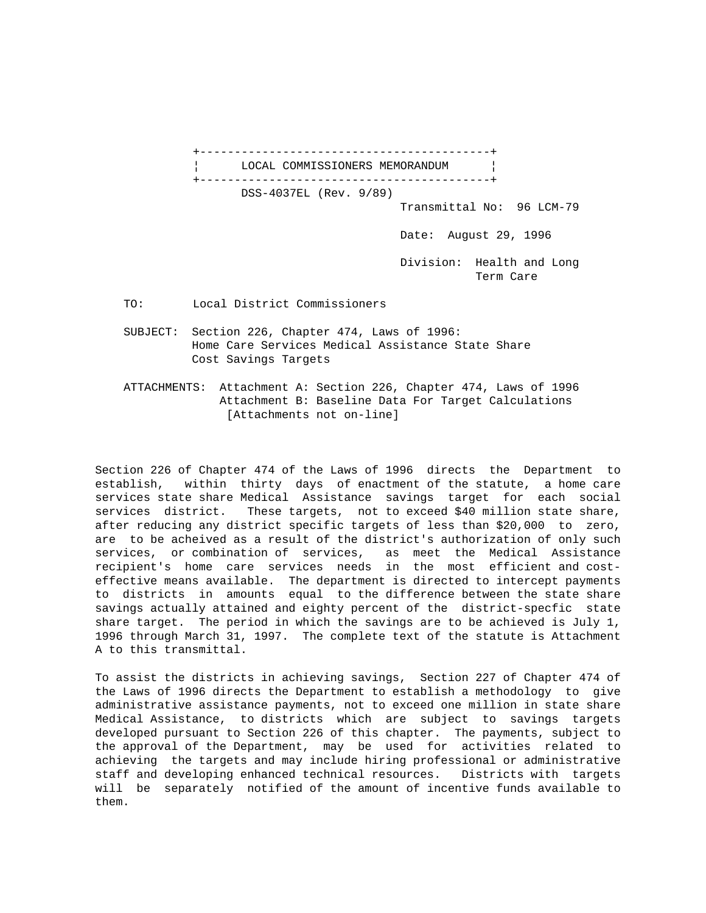## LOCAL COMMISSIONERS MEMORANDUM

DSS-4037EL (Rev. 9/89)

Transmittal No: 96 LCM-79

Date: August 29, 1996

Division: Health and Long Term Care

TO: Local District Commissioners

SUBJECT: Section 226, Chapter 474, Laws of 1996: Home Care Services Medical Assistance State Share Cost Savings Targets

ATTACHMENTS: Attachment A: Section 226, Chapter 474, Laws of 1996
Attachment B: Baseline Data For Target Calculations
[Attachments not on-line]

Section 226 of Chapter 474 of the Laws of 1996 directs the Department to establish, within thirty days of enactment of the statute, a home care services state share Medical Assistance savings target for each social services district. These targets, not to exceed $40 million state share, after reducing any district specific targets of less than $20,000 to zero, are to be acheived as a result of the district's authorization of only such services, or combination of services, as meet the Medical Assistance recipient's home care services needs in the most efficient and cost-effective means available. The department is directed to intercept payments to districts in amounts equal to the difference between the state share savings actually attained and eighty percent of the district-specfic state share target. The period in which the savings are to be achieved is July 1, 1996 through March 31, 1997. The complete text of the statute is Attachment A to this transmittal.

To assist the districts in achieving savings, Section 227 of Chapter 474 of the Laws of 1996 directs the Department to establish a methodology to give administrative assistance payments, not to exceed one million in state share Medical Assistance, to districts which are subject to savings targets developed pursuant to Section 226 of this chapter. The payments, subject to the approval of the Department, may be used for activities related to achieving the targets and may include hiring professional or administrative staff and developing enhanced technical resources. Districts with targets will be separately notified of the amount of incentive funds available to them.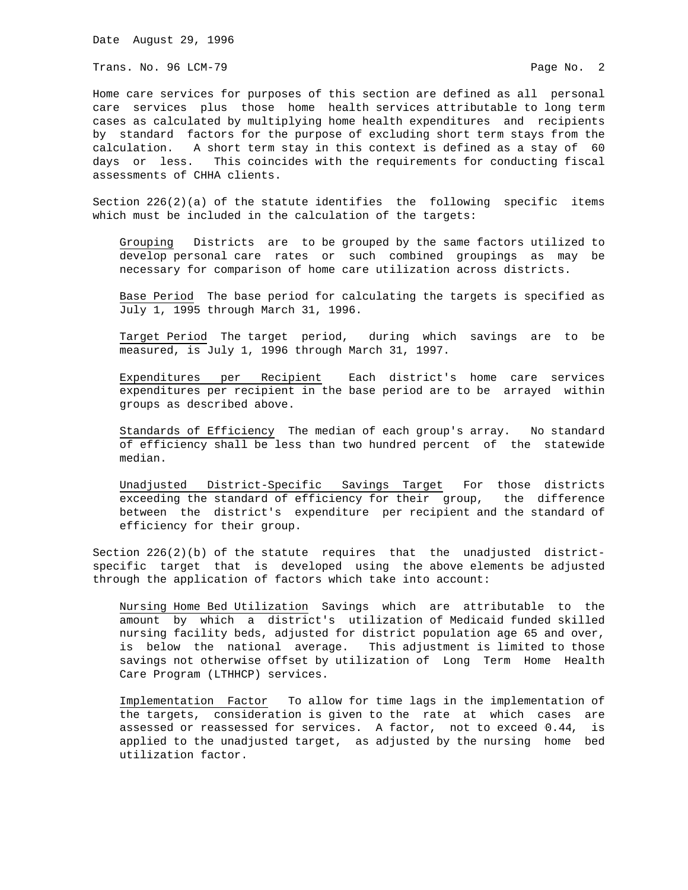Date August 29, 1996

Trans. No. 96 LCM-79

Home care services for purposes of this section are defined as all personal care services plus those home health services attributable to long term cases as calculated by multiplying home health expenditures and recipients by standard factors for the purpose of excluding short term stays from the calculation. A short term stay in this context is defined as a stay of 60 days or less. This coincides with the requirements for conducting fiscal assessments of CHHA clients.

Section 226(2)(a) of the statute identifies the following specific items which must be included in the calculation of the targets:

<u>Grouping</u> Districts are to be grouped by the same factors utilized to develop personal care rates or such combined groupings as may be necessary for comparison of home care utilization across districts.

<u>Base Period</u> The base period for calculating the targets is specified as July 1, 1995 through March 31, 1996.

<u>Target Period</u> The target period, during which savings are to be measured, is July 1, 1996 through March 31, 1997.

<u>Expenditures per Recipient</u> Each district's home care services expenditures per recipient in the base period are to be arrayed within groups as described above.

<u>Standards of Efficiency</u> The median of each group's array. No standard of efficiency shall be less than two hundred percent of the statewide median.

<u>Unadjusted District-Specific Savings Target</u> For those districts exceeding the standard of efficiency for their group, the difference between the district's expenditure per recipient and the standard of efficiency for their group.

Section 226(2)(b) of the statute requires that the unadjusted district-specific target that is developed using the above elements be adjusted through the application of factors which take into account:

<u>Nursing Home Bed Utilization</u> Savings which are attributable to the amount by which a district's utilization of Medicaid funded skilled nursing facility beds, adjusted for district population age 65 and over, is below the national average. This adjustment is limited to those savings not otherwise offset by utilization of Long Term Home Health Care Program (LTHHCP) services.

<u>Implementation Factor</u> To allow for time lags in the implementation of the targets, consideration is given to the rate at which cases are assessed or reassessed for services. A factor, not to exceed 0.44, is applied to the unadjusted target, as adjusted by the nursing home bed utilization factor.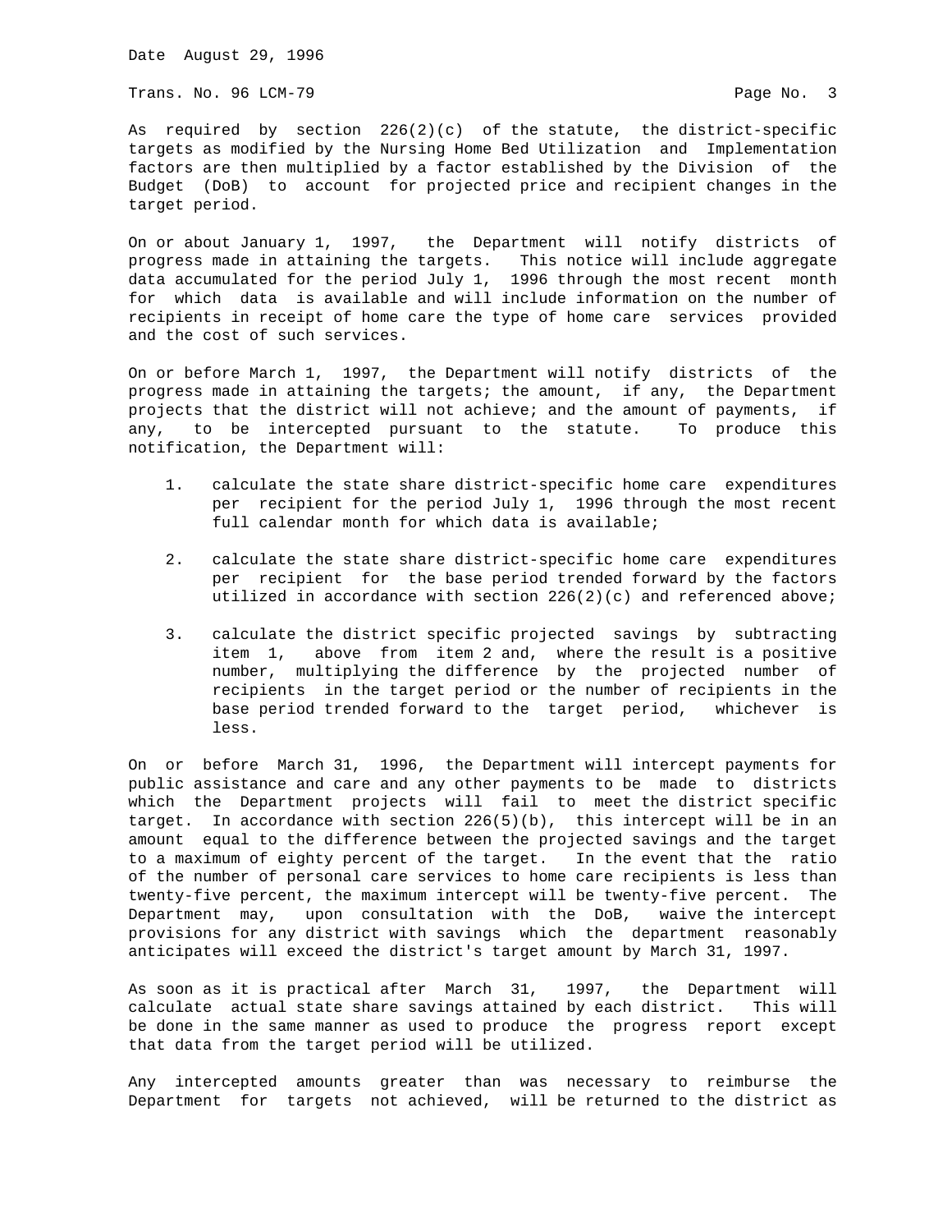As required by section 226(2)(c) of the statute, the district-specific targets as modified by the Nursing Home Bed Utilization and Implementation factors are then multiplied by a factor established by the Division of the Budget (DoB) to account for projected price and recipient changes in the target period.

On or about January 1, 1997, the Department will notify districts of progress made in attaining the targets. This notice will include aggregate data accumulated for the period July 1, 1996 through the most recent month for which data is available and will include information on the number of recipients in receipt of home care the type of home care services provided and the cost of such services.

On or before March 1, 1997, the Department will notify districts of the progress made in attaining the targets; the amount, if any, the Department projects that the district will not achieve; and the amount of payments, if any, to be intercepted pursuant to the statute. To produce this notification, the Department will:

1. calculate the state share district-specific home care expenditures per recipient for the period July 1, 1996 through the most recent full calendar month for which data is available;

2. calculate the state share district-specific home care expenditures per recipient for the base period trended forward by the factors utilized in accordance with section 226(2)(c) and referenced above;

3. calculate the district specific projected savings by subtracting item 1, above from item 2 and, where the result is a positive number, multiplying the difference by the projected number of recipients in the target period or the number of recipients in the base period trended forward to the target period, whichever is less.

On or before March 31, 1996, the Department will intercept payments for public assistance and care and any other payments to be made to districts which the Department projects will fail to meet the district specific target. In accordance with section 226(5)(b), this intercept will be in an amount equal to the difference between the projected savings and the target to a maximum of eighty percent of the target. In the event that the ratio of the number of personal care services to home care recipients is less than twenty-five percent, the maximum intercept will be twenty-five percent. The Department may, upon consultation with the DoB, waive the intercept provisions for any district with savings which the department reasonably anticipates will exceed the district's target amount by March 31, 1997.

As soon as it is practical after March 31, 1997, the Department will calculate actual state share savings attained by each district. This will be done in the same manner as used to produce the progress report except that data from the target period will be utilized.

Any intercepted amounts greater than was necessary to reimburse the Department for targets not achieved, will be returned to the district as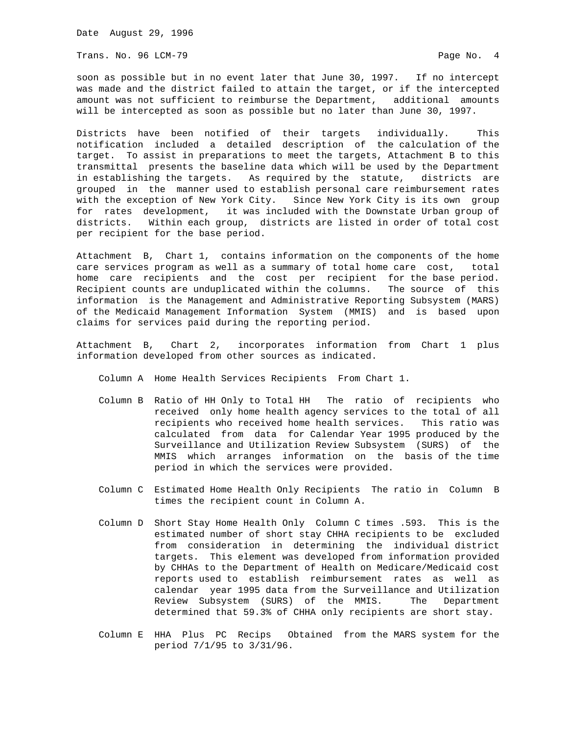soon as possible but in no event later that June 30, 1997. If no intercept was made and the district failed to attain the target, or if the intercepted amount was not sufficient to reimburse the Department, additional amounts will be intercepted as soon as possible but no later than June 30, 1997.

Districts have been notified of their targets individually. This notification included a detailed description of the calculation of the target. To assist in preparations to meet the targets, Attachment B to this transmittal presents the baseline data which will be used by the Department in establishing the targets. As required by the statute, districts are grouped in the manner used to establish personal care reimbursement rates with the exception of New York City. Since New York City is its own group for rates development, it was included with the Downstate Urban group of districts. Within each group, districts are listed in order of total cost per recipient for the base period.

Attachment B, Chart 1, contains information on the components of the home care services program as well as a summary of total home care cost, total home care recipients and the cost per recipient for the base period. Recipient counts are unduplicated within the columns. The source of this information is the Management and Administrative Reporting Subsystem (MARS) of the Medicaid Management Information System (MMIS) and is based upon claims for services paid during the reporting period.

Attachment B, Chart 2, incorporates information from Chart 1 plus information developed from other sources as indicated.

- Column A  Home Health Services Recipients  From Chart 1.

- Column B  Ratio of HH Only to Total HH  The ratio of recipients who received only home health agency services to the total of all recipients who received home health services. This ratio was calculated from data for Calendar Year 1995 produced by the Surveillance and Utilization Review Subsystem (SURS) of the MMIS which arranges information on the basis of the time period in which the services were provided.

- Column C  Estimated Home Health Only Recipients  The ratio in Column B times the recipient count in Column A.

- Column D  Short Stay Home Health Only  Column C times .593. This is the estimated number of short stay CHHA recipients to be excluded from consideration in determining the individual district targets. This element was developed from information provided by CHHAs to the Department of Health on Medicare/Medicaid cost reports used to establish reimbursement rates as well as calendar year 1995 data from the Surveillance and Utilization Review Subsystem (SURS) of the MMIS. The Department determined that 59.3% of CHHA only recipients are short stay.

- Column E  HHA Plus PC Recips  Obtained from the MARS system for the period 7/1/95 to 3/31/96.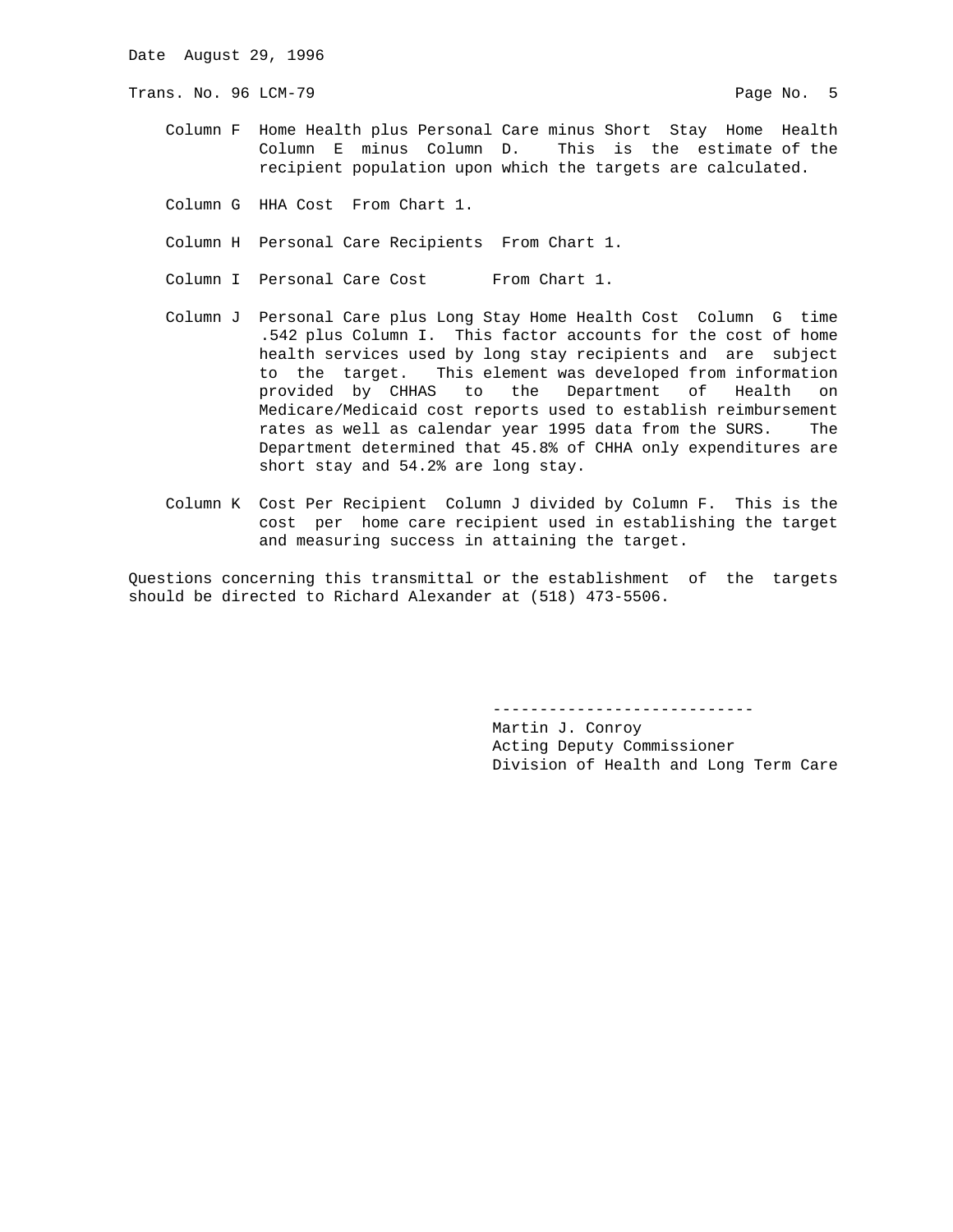Date August 29, 1996

Trans. No. 96 LCM-79

Column F Home Health plus Personal Care minus Short Stay Home Health Column E minus Column D. This is the estimate of the recipient population upon which the targets are calculated.

Column G HHA Cost From Chart 1.

Column H Personal Care Recipients From Chart 1.

Column I Personal Care Cost From Chart 1.

Column J Personal Care plus Long Stay Home Health Cost Column G time .542 plus Column I. This factor accounts for the cost of home health services used by long stay recipients and are subject to the target. This element was developed from information provided by CHHAS to the Department of Health on Medicare/Medicaid cost reports used to establish reimbursement rates as well as calendar year 1995 data from the SURS. The Department determined that 45.8% of CHHA only expenditures are short stay and 54.2% are long stay.

Column K Cost Per Recipient Column J divided by Column F. This is the cost per home care recipient used in establishing the target and measuring success in attaining the target.

Questions concerning this transmittal or the establishment of the targets should be directed to Richard Alexander at (518) 473-5506.

----------------------------

Martin J. Conroy
Acting Deputy Commissioner
Division of Health and Long Term Care